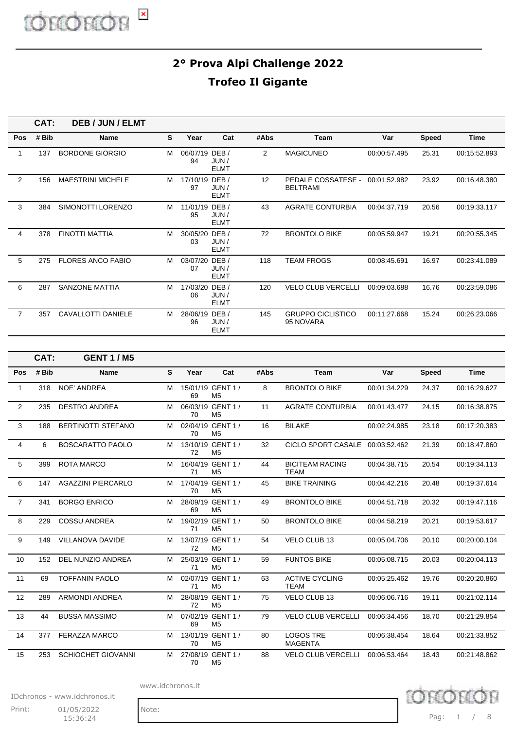# 2° Prova Alpi Challenge 2022

## Trofeo Il Gigante

**CAT: DEB / JUN / ELMT**

| Pos | # Bib | Name | S | Year | Cat | #Abs | Team | Var | Speed | Time |
|---|---|---|---|---|---|---|---|---|---|---|
| 1 | 137 | BORDONE GIORGIO | M | 06/07/1994 | DEB / JUN / ELMT | 2 | MAGICUNEO | 00:00:57.495 | 25.31 | 00:15:52.893 |
| 2 | 156 | MAESTRINI MICHELE | M | 17/10/1997 | DEB / JUN / ELMT | 12 | PEDALE COSSATESE - BELTRAMI | 00:01:52.982 | 23.92 | 00:16:48.380 |
| 3 | 384 | SIMONOTTI LORENZO | M | 11/01/1995 | DEB / JUN / ELMT | 43 | AGRATE CONTURBIA | 00:04:37.719 | 20.56 | 00:19:33.117 |
| 4 | 378 | FINOTTI MATTIA | M | 30/05/2003 | DEB / JUN / ELMT | 72 | BRONTOLO BIKE | 00:05:59.947 | 19.21 | 00:20:55.345 |
| 5 | 275 | FLORES ANCO FABIO | M | 03/07/2007 | DEB / JUN / ELMT | 118 | TEAM FROGS | 00:08:45.691 | 16.97 | 00:23:41.089 |
| 6 | 287 | SANZONE MATTIA | M | 17/03/2006 | DEB / JUN / ELMT | 120 | VELO CLUB VERCELLI | 00:09:03.688 | 16.76 | 00:23:59.086 |
| 7 | 357 | CAVALLOTTI DANIELE | M | 28/06/1996 | DEB / JUN / ELMT | 145 | GRUPPO CICLISTICO 95 NOVARA | 00:11:27.668 | 15.24 | 00:26:23.066 |

**CAT: GENT 1 / M5**

| Pos | # Bib | Name | S | Year | Cat | #Abs | Team | Var | Speed | Time |
|---|---|---|---|---|---|---|---|---|---|---|
| 1 | 318 | NOE' ANDREA | M | 15/01/1969 | GENT 1 / M5 | 8 | BRONTOLO BIKE | 00:01:34.229 | 24.37 | 00:16:29.627 |
| 2 | 235 | DESTRO ANDREA | M | 06/03/1970 | GENT 1 / M5 | 11 | AGRATE CONTURBIA | 00:01:43.477 | 24.15 | 00:16:38.875 |
| 3 | 188 | BERTINOTTI STEFANO | M | 02/04/1970 | GENT 1 / M5 | 16 | BILAKE | 00:02:24.985 | 23.18 | 00:17:20.383 |
| 4 | 6 | BOSCARATTO PAOLO | M | 13/10/1972 | GENT 1 / M5 | 32 | CICLO SPORT CASALE | 00:03:52.462 | 21.39 | 00:18:47.860 |
| 5 | 399 | ROTA MARCO | M | 16/04/1971 | GENT 1 / M5 | 44 | BICITEAM RACING TEAM | 00:04:38.715 | 20.54 | 00:19:34.113 |
| 6 | 147 | AGAZZINI PIERCARLO | M | 17/04/1970 | GENT 1 / M5 | 45 | BIKE TRAINING | 00:04:42.216 | 20.48 | 00:19:37.614 |
| 7 | 341 | BORGO ENRICO | M | 28/09/1969 | GENT 1 / M5 | 49 | BRONTOLO BIKE | 00:04:51.718 | 20.32 | 00:19:47.116 |
| 8 | 229 | COSSU ANDREA | M | 19/02/1971 | GENT 1 / M5 | 50 | BRONTOLO BIKE | 00:04:58.219 | 20.21 | 00:19:53.617 |
| 9 | 149 | VILLANOVA DAVIDE | M | 13/07/1972 | GENT 1 / M5 | 54 | VELO CLUB 13 | 00:05:04.706 | 20.10 | 00:20:00.104 |
| 10 | 152 | DEL NUNZIO ANDREA | M | 25/03/1971 | GENT 1 / M5 | 59 | FUNTOS BIKE | 00:05:08.715 | 20.03 | 00:20:04.113 |
| 11 | 69 | TOFFANIN PAOLO | M | 02/07/1971 | GENT 1 / M5 | 63 | ACTIVE CYCLING TEAM | 00:05:25.462 | 19.76 | 00:20:20.860 |
| 12 | 289 | ARMONDI ANDREA | M | 28/08/1972 | GENT 1 / M5 | 75 | VELO CLUB 13 | 00:06:06.716 | 19.11 | 00:21:02.114 |
| 13 | 44 | BUSSA MASSIMO | M | 07/02/1969 | GENT 1 / M5 | 79 | VELO CLUB VERCELLI | 00:06:34.456 | 18.70 | 00:21:29.854 |
| 14 | 377 | FERAZZA MARCO | M | 13/01/1970 | GENT 1 / M5 | 80 | LOGOS TRE MAGENTA | 00:06:38.454 | 18.64 | 00:21:33.852 |
| 15 | 253 | SCHIOCHET GIOVANNI | M | 27/08/1970 | GENT 1 / M5 | 88 | VELO CLUB VERCELLI | 00:06:53.464 | 18.43 | 00:21:48.862 |

www.idchronos.it

IDchronos - www.idchronos.it

Print: 01/05/2022 15:36:24

Note: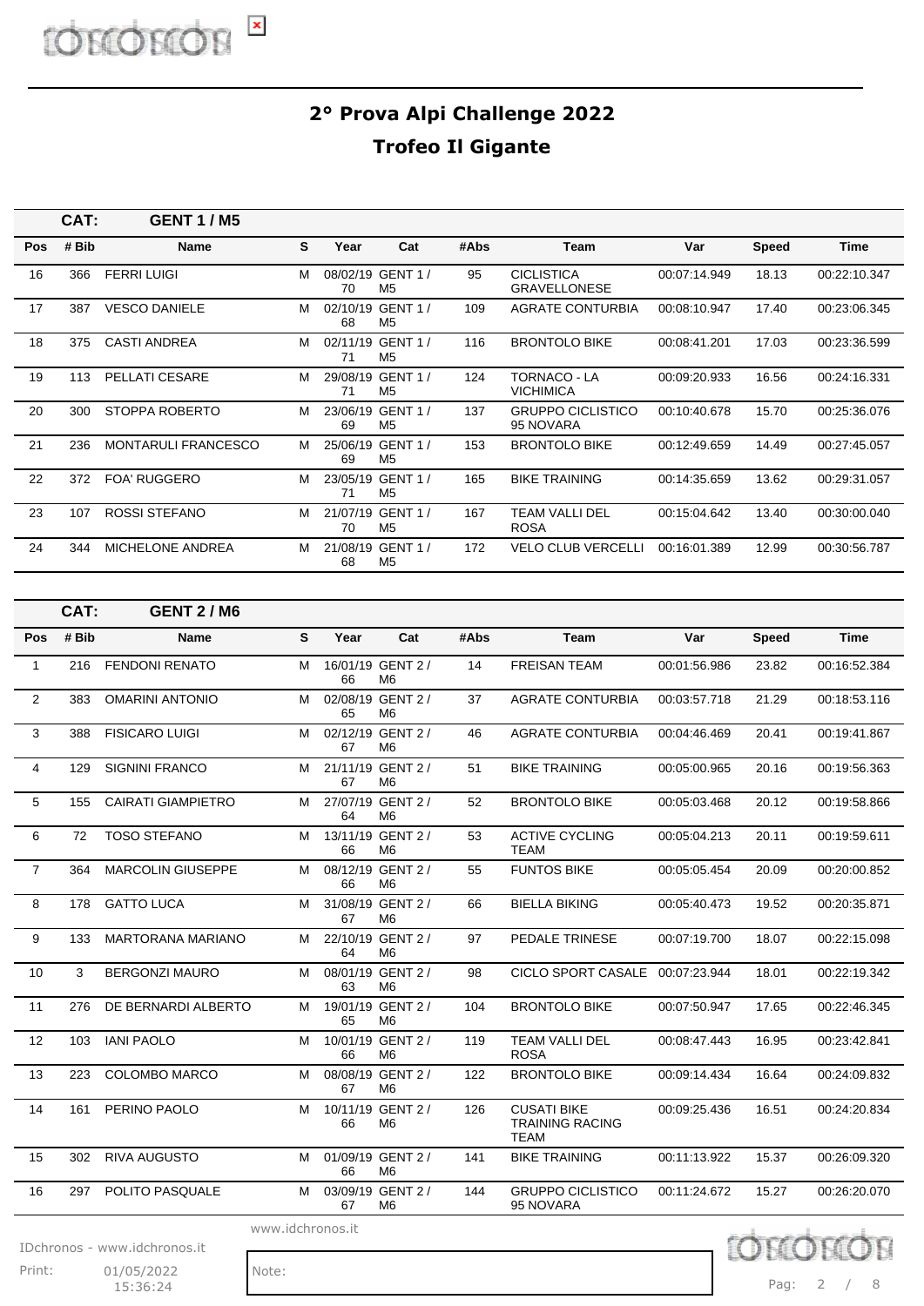# 2° Prova Alpi Challenge 2022

## Trofeo Il Gigante

**CAT: GENT 1 / M5**

| Pos | # Bib | Name | S | Year | Cat | #Abs | Team | Var | Speed | Time |
|---|---|---|---|---|---|---|---|---|---|---|
| 16 | 366 | FERRI LUIGI | M | 08/02/1970 | GENT 1 / M5 | 95 | CICLISTICA GRAVELLONESE | 00:07:14.949 | 18.13 | 00:22:10.347 |
| 17 | 387 | VESCO DANIELE | M | 02/10/1968 | GENT 1 / M5 | 109 | AGRATE CONTURBIA | 00:08:10.947 | 17.40 | 00:23:06.345 |
| 18 | 375 | CASTI ANDREA | M | 02/11/1971 | GENT 1 / M5 | 116 | BRONTOLO BIKE | 00:08:41.201 | 17.03 | 00:23:36.599 |
| 19 | 113 | PELLATI CESARE | M | 29/08/1971 | GENT 1 / M5 | 124 | TORNACO - LA VICHIMICA | 00:09:20.933 | 16.56 | 00:24:16.331 |
| 20 | 300 | STOPPA ROBERTO | M | 23/06/1969 | GENT 1 / M5 | 137 | GRUPPO CICLISTICO 95 NOVARA | 00:10:40.678 | 15.70 | 00:25:36.076 |
| 21 | 236 | MONTARULI FRANCESCO | M | 25/06/1969 | GENT 1 / M5 | 153 | BRONTOLO BIKE | 00:12:49.659 | 14.49 | 00:27:45.057 |
| 22 | 372 | FOA' RUGGERO | M | 23/05/1971 | GENT 1 / M5 | 165 | BIKE TRAINING | 00:14:35.659 | 13.62 | 00:29:31.057 |
| 23 | 107 | ROSSI STEFANO | M | 21/07/1970 | GENT 1 / M5 | 167 | TEAM VALLI DEL ROSA | 00:15:04.642 | 13.40 | 00:30:00.040 |
| 24 | 344 | MICHELONE ANDREA | M | 21/08/1968 | GENT 1 / M5 | 172 | VELO CLUB VERCELLI | 00:16:01.389 | 12.99 | 00:30:56.787 |

**CAT: GENT 2 / M6**

| Pos | # Bib | Name | S | Year | Cat | #Abs | Team | Var | Speed | Time |
|---|---|---|---|---|---|---|---|---|---|---|
| 1 | 216 | FENDONI RENATO | M | 16/01/1966 | GENT 2 / M6 | 14 | FREISAN TEAM | 00:01:56.986 | 23.82 | 00:16:52.384 |
| 2 | 383 | OMARINI ANTONIO | M | 02/08/1965 | GENT 2 / M6 | 37 | AGRATE CONTURBIA | 00:03:57.718 | 21.29 | 00:18:53.116 |
| 3 | 388 | FISICARO LUIGI | M | 02/12/1967 | GENT 2 / M6 | 46 | AGRATE CONTURBIA | 00:04:46.469 | 20.41 | 00:19:41.867 |
| 4 | 129 | SIGNINI FRANCO | M | 21/11/1967 | GENT 2 / M6 | 51 | BIKE TRAINING | 00:05:00.965 | 20.16 | 00:19:56.363 |
| 5 | 155 | CAIRATI GIAMPIETRO | M | 27/07/1964 | GENT 2 / M6 | 52 | BRONTOLO BIKE | 00:05:03.468 | 20.12 | 00:19:58.866 |
| 6 | 72 | TOSO STEFANO | M | 13/11/1966 | GENT 2 / M6 | 53 | ACTIVE CYCLING TEAM | 00:05:04.213 | 20.11 | 00:19:59.611 |
| 7 | 364 | MARCOLIN GIUSEPPE | M | 08/12/1966 | GENT 2 / M6 | 55 | FUNTOS BIKE | 00:05:05.454 | 20.09 | 00:20:00.852 |
| 8 | 178 | GATTO LUCA | M | 31/08/1967 | GENT 2 / M6 | 66 | BIELLA BIKING | 00:05:40.473 | 19.52 | 00:20:35.871 |
| 9 | 133 | MARTORANA MARIANO | M | 22/10/1964 | GENT 2 / M6 | 97 | PEDALE TRINESE | 00:07:19.700 | 18.07 | 00:22:15.098 |
| 10 | 3 | BERGONZI MAURO | M | 08/01/1963 | GENT 2 / M6 | 98 | CICLO SPORT CASALE | 00:07:23.944 | 18.01 | 00:22:19.342 |
| 11 | 276 | DE BERNARDI ALBERTO | M | 19/01/1965 | GENT 2 / M6 | 104 | BRONTOLO BIKE | 00:07:50.947 | 17.65 | 00:22:46.345 |
| 12 | 103 | IANI PAOLO | M | 10/01/1966 | GENT 2 / M6 | 119 | TEAM VALLI DEL ROSA | 00:08:47.443 | 16.95 | 00:23:42.841 |
| 13 | 223 | COLOMBO MARCO | M | 08/08/1967 | GENT 2 / M6 | 122 | BRONTOLO BIKE | 00:09:14.434 | 16.64 | 00:24:09.832 |
| 14 | 161 | PERINO PAOLO | M | 10/11/1966 | GENT 2 / M6 | 126 | CUSATI BIKE TRAINING RACING TEAM | 00:09:25.436 | 16.51 | 00:24:20.834 |
| 15 | 302 | RIVA AUGUSTO | M | 01/09/1966 | GENT 2 / M6 | 141 | BIKE TRAINING | 00:11:13.922 | 15.37 | 00:26:09.320 |
| 16 | 297 | POLITO PASQUALE | M | 03/09/1967 | GENT 2 / M6 | 144 | GRUPPO CICLISTICO 95 NOVARA | 00:11:24.672 | 15.27 | 00:26:20.070 |

www.idchronos.it

IDchronos - www.idchronos.it

Print: 01/05/2022 15:36:24

Note: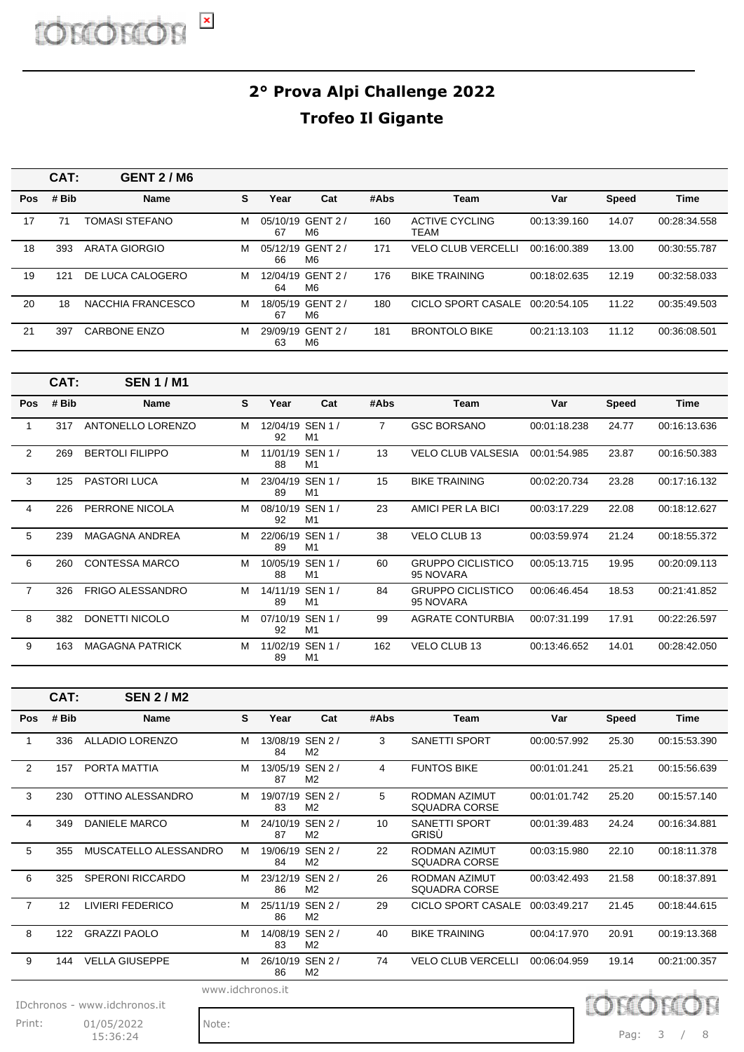# 2° Prova Alpi Challenge 2022

## Trofeo Il Gigante

**CAT: GENT 2 / M6**

| Pos | # Bib | Name | S | Year | Cat | #Abs | Team | Var | Speed | Time |
|---|---|---|---|---|---|---|---|---|---|---|
| 17 | 71 | TOMASI STEFANO | M | 05/10/1967 | GENT 2 / M6 | 160 | ACTIVE CYCLING TEAM | 00:13:39.160 | 14.07 | 00:28:34.558 |
| 18 | 393 | ARATA GIORGIO | M | 05/12/1966 | GENT 2 / M6 | 171 | VELO CLUB VERCELLI | 00:16:00.389 | 13.00 | 00:30:55.787 |
| 19 | 121 | DE LUCA CALOGERO | M | 12/04/1964 | GENT 2 / M6 | 176 | BIKE TRAINING | 00:18:02.635 | 12.19 | 00:32:58.033 |
| 20 | 18 | NACCHIA FRANCESCO | M | 18/05/1967 | GENT 2 / M6 | 180 | CICLO SPORT CASALE | 00:20:54.105 | 11.22 | 00:35:49.503 |
| 21 | 397 | CARBONE ENZO | M | 29/09/1963 | GENT 2 / M6 | 181 | BRONTOLO BIKE | 00:21:13.103 | 11.12 | 00:36:08.501 |

**CAT: SEN 1 / M1**

| Pos | # Bib | Name | S | Year | Cat | #Abs | Team | Var | Speed | Time |
|---|---|---|---|---|---|---|---|---|---|---|
| 1 | 317 | ANTONELLO LORENZO | M | 12/04/1992 | SEN 1 / M1 | 7 | GSC BORSANO | 00:01:18.238 | 24.77 | 00:16:13.636 |
| 2 | 269 | BERTOLI FILIPPO | M | 11/01/1988 | SEN 1 / M1 | 13 | VELO CLUB VALSESIA | 00:01:54.985 | 23.87 | 00:16:50.383 |
| 3 | 125 | PASTORI LUCA | M | 23/04/1989 | SEN 1 / M1 | 15 | BIKE TRAINING | 00:02:20.734 | 23.28 | 00:17:16.132 |
| 4 | 226 | PERRONE NICOLA | M | 08/10/1992 | SEN 1 / M1 | 23 | AMICI PER LA BICI | 00:03:17.229 | 22.08 | 00:18:12.627 |
| 5 | 239 | MAGAGNA ANDREA | M | 22/06/1989 | SEN 1 / M1 | 38 | VELO CLUB 13 | 00:03:59.974 | 21.24 | 00:18:55.372 |
| 6 | 260 | CONTESSA MARCO | M | 10/05/1988 | SEN 1 / M1 | 60 | GRUPPO CICLISTICO 95 NOVARA | 00:05:13.715 | 19.95 | 00:20:09.113 |
| 7 | 326 | FRIGO ALESSANDRO | M | 14/11/1989 | SEN 1 / M1 | 84 | GRUPPO CICLISTICO 95 NOVARA | 00:06:46.454 | 18.53 | 00:21:41.852 |
| 8 | 382 | DONETTI NICOLO | M | 07/10/1992 | SEN 1 / M1 | 99 | AGRATE CONTURBIA | 00:07:31.199 | 17.91 | 00:22:26.597 |
| 9 | 163 | MAGAGNA PATRICK | M | 11/02/1989 | SEN 1 / M1 | 162 | VELO CLUB 13 | 00:13:46.652 | 14.01 | 00:28:42.050 |

**CAT: SEN 2 / M2**

| Pos | # Bib | Name | S | Year | Cat | #Abs | Team | Var | Speed | Time |
|---|---|---|---|---|---|---|---|---|---|---|
| 1 | 336 | ALLADIO LORENZO | M | 13/08/1984 | SEN 2 / M2 | 3 | SANETTI SPORT | 00:00:57.992 | 25.30 | 00:15:53.390 |
| 2 | 157 | PORTA MATTIA | M | 13/05/1987 | SEN 2 / M2 | 4 | FUNTOS BIKE | 00:01:01.241 | 25.21 | 00:15:56.639 |
| 3 | 230 | OTTINO ALESSANDRO | M | 19/07/1983 | SEN 2 / M2 | 5 | RODMAN AZIMUT SQUADRA CORSE | 00:01:01.742 | 25.20 | 00:15:57.140 |
| 4 | 349 | DANIELE MARCO | M | 24/10/1987 | SEN 2 / M2 | 10 | SANETTI SPORT GRISÙ | 00:01:39.483 | 24.24 | 00:16:34.881 |
| 5 | 355 | MUSCATELLO ALESSANDRO | M | 19/06/1984 | SEN 2 / M2 | 22 | RODMAN AZIMUT SQUADRA CORSE | 00:03:15.980 | 22.10 | 00:18:11.378 |
| 6 | 325 | SPERONI RICCARDO | M | 23/12/1986 | SEN 2 / M2 | 26 | RODMAN AZIMUT SQUADRA CORSE | 00:03:42.493 | 21.58 | 00:18:37.891 |
| 7 | 12 | LIVIERI FEDERICO | M | 25/11/1986 | SEN 2 / M2 | 29 | CICLO SPORT CASALE | 00:03:49.217 | 21.45 | 00:18:44.615 |
| 8 | 122 | GRAZZI PAOLO | M | 14/08/1983 | SEN 2 / M2 | 40 | BIKE TRAINING | 00:04:17.970 | 20.91 | 00:19:13.368 |
| 9 | 144 | VELLA GIUSEPPE | M | 26/10/1986 | SEN 2 / M2 | 74 | VELO CLUB VERCELLI | 00:06:04.959 | 19.14 | 00:21:00.357 |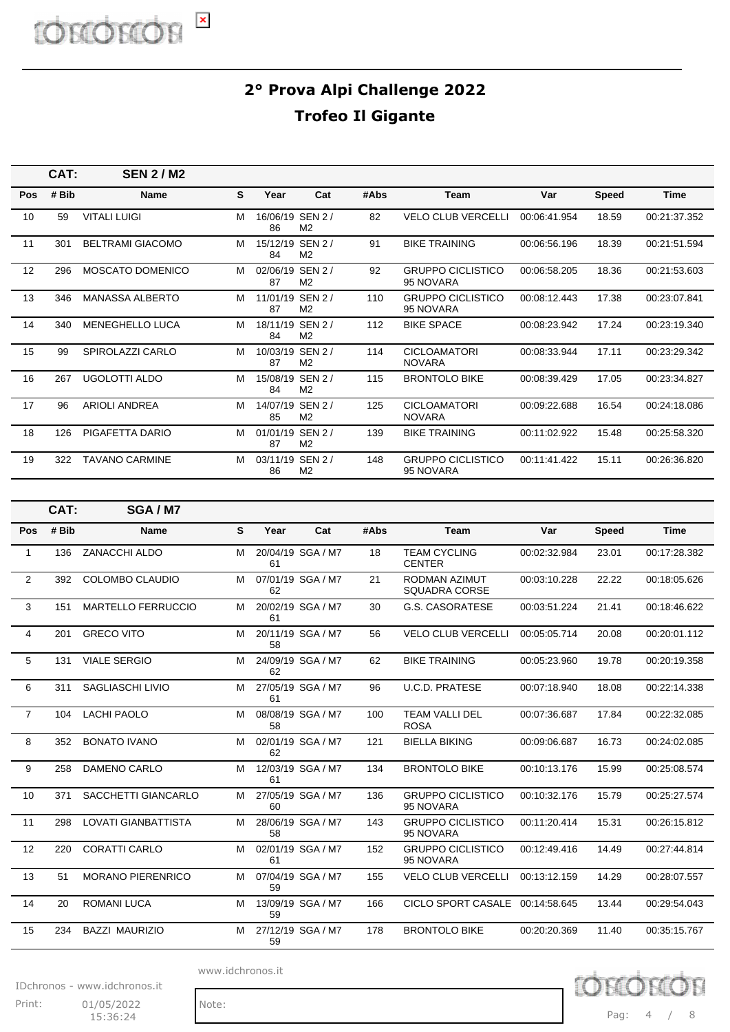# 2° Prova Alpi Challenge 2022

## Trofeo Il Gigante

**CAT: SEN 2 / M2**

| Pos | # Bib | Name | S | Year | Cat | #Abs | Team | Var | Speed | Time |
|---|---|---|---|---|---|---|---|---|---|---|
| 10 | 59 | VITALI LUIGI | M | 16/06/1986 | SEN 2 / M2 | 82 | VELO CLUB VERCELLI | 00:06:41.954 | 18.59 | 00:21:37.352 |
| 11 | 301 | BELTRAMI GIACOMO | M | 15/12/1984 | SEN 2 / M2 | 91 | BIKE TRAINING | 00:06:56.196 | 18.39 | 00:21:51.594 |
| 12 | 296 | MOSCATO DOMENICO | M | 02/06/1987 | SEN 2 / M2 | 92 | GRUPPO CICLISTICO 95 NOVARA | 00:06:58.205 | 18.36 | 00:21:53.603 |
| 13 | 346 | MANASSA ALBERTO | M | 11/01/1987 | SEN 2 / M2 | 110 | GRUPPO CICLISTICO 95 NOVARA | 00:08:12.443 | 17.38 | 00:23:07.841 |
| 14 | 340 | MENEGHELLO LUCA | M | 18/11/1984 | SEN 2 / M2 | 112 | BIKE SPACE | 00:08:23.942 | 17.24 | 00:23:19.340 |
| 15 | 99 | SPIROLAZZI CARLO | M | 10/03/1987 | SEN 2 / M2 | 114 | CICLOAMATORI NOVARA | 00:08:33.944 | 17.11 | 00:23:29.342 |
| 16 | 267 | UGOLOTTI ALDO | M | 15/08/1984 | SEN 2 / M2 | 115 | BRONTOLO BIKE | 00:08:39.429 | 17.05 | 00:23:34.827 |
| 17 | 96 | ARIOLI ANDREA | M | 14/07/1985 | SEN 2 / M2 | 125 | CICLOAMATORI NOVARA | 00:09:22.688 | 16.54 | 00:24:18.086 |
| 18 | 126 | PIGAFETTA DARIO | M | 01/01/1987 | SEN 2 / M2 | 139 | BIKE TRAINING | 00:11:02.922 | 15.48 | 00:25:58.320 |
| 19 | 322 | TAVANO CARMINE | M | 03/11/1986 | SEN 2 / M2 | 148 | GRUPPO CICLISTICO 95 NOVARA | 00:11:41.422 | 15.11 | 00:26:36.820 |

**CAT: SGA / M7**

| Pos | # Bib | Name | S | Year | Cat | #Abs | Team | Var | Speed | Time |
|---|---|---|---|---|---|---|---|---|---|---|
| 1 | 136 | ZANACCHI ALDO | M | 20/04/1961 | SGA / M7 | 18 | TEAM CYCLING CENTER | 00:02:32.984 | 23.01 | 00:17:28.382 |
| 2 | 392 | COLOMBO CLAUDIO | M | 07/01/1962 | SGA / M7 | 21 | RODMAN AZIMUT SQUADRA CORSE | 00:03:10.228 | 22.22 | 00:18:05.626 |
| 3 | 151 | MARTELLO FERRUCCIO | M | 20/02/1961 | SGA / M7 | 30 | G.S. CASORATESE | 00:03:51.224 | 21.41 | 00:18:46.622 |
| 4 | 201 | GRECO VITO | M | 20/11/1958 | SGA / M7 | 56 | VELO CLUB VERCELLI | 00:05:05.714 | 20.08 | 00:20:01.112 |
| 5 | 131 | VIALE SERGIO | M | 24/09/1962 | SGA / M7 | 62 | BIKE TRAINING | 00:05:23.960 | 19.78 | 00:20:19.358 |
| 6 | 311 | SAGLIASCHI LIVIO | M | 27/05/1961 | SGA / M7 | 96 | U.C.D. PRATESE | 00:07:18.940 | 18.08 | 00:22:14.338 |
| 7 | 104 | LACHI PAOLO | M | 08/08/1958 | SGA / M7 | 100 | TEAM VALLI DEL ROSA | 00:07:36.687 | 17.84 | 00:22:32.085 |
| 8 | 352 | BONATO IVANO | M | 02/01/1962 | SGA / M7 | 121 | BIELLA BIKING | 00:09:06.687 | 16.73 | 00:24:02.085 |
| 9 | 258 | DAMENO CARLO | M | 12/03/1961 | SGA / M7 | 134 | BRONTOLO BIKE | 00:10:13.176 | 15.99 | 00:25:08.574 |
| 10 | 371 | SACCHETTI GIANCARLO | M | 27/05/1960 | SGA / M7 | 136 | GRUPPO CICLISTICO 95 NOVARA | 00:10:32.176 | 15.79 | 00:25:27.574 |
| 11 | 298 | LOVATI GIANBATTISTA | M | 28/06/1958 | SGA / M7 | 143 | GRUPPO CICLISTICO 95 NOVARA | 00:11:20.414 | 15.31 | 00:26:15.812 |
| 12 | 220 | CORATTI CARLO | M | 02/01/1961 | SGA / M7 | 152 | GRUPPO CICLISTICO 95 NOVARA | 00:12:49.416 | 14.49 | 00:27:44.814 |
| 13 | 51 | MORANO PIERENRICO | M | 07/04/1959 | SGA / M7 | 155 | VELO CLUB VERCELLI | 00:13:12.159 | 14.29 | 00:28:07.557 |
| 14 | 20 | ROMANI LUCA | M | 13/09/1959 | SGA / M7 | 166 | CICLO SPORT CASALE | 00:14:58.645 | 13.44 | 00:29:54.043 |
| 15 | 234 | BAZZI MAURIZIO | M | 27/12/1959 | SGA / M7 | 178 | BRONTOLO BIKE | 00:20:20.369 | 11.40 | 00:35:15.767 |

www.idchronos.it

IDchronos - www.idchronos.it

Print: 01/05/2022 15:36:24

Note: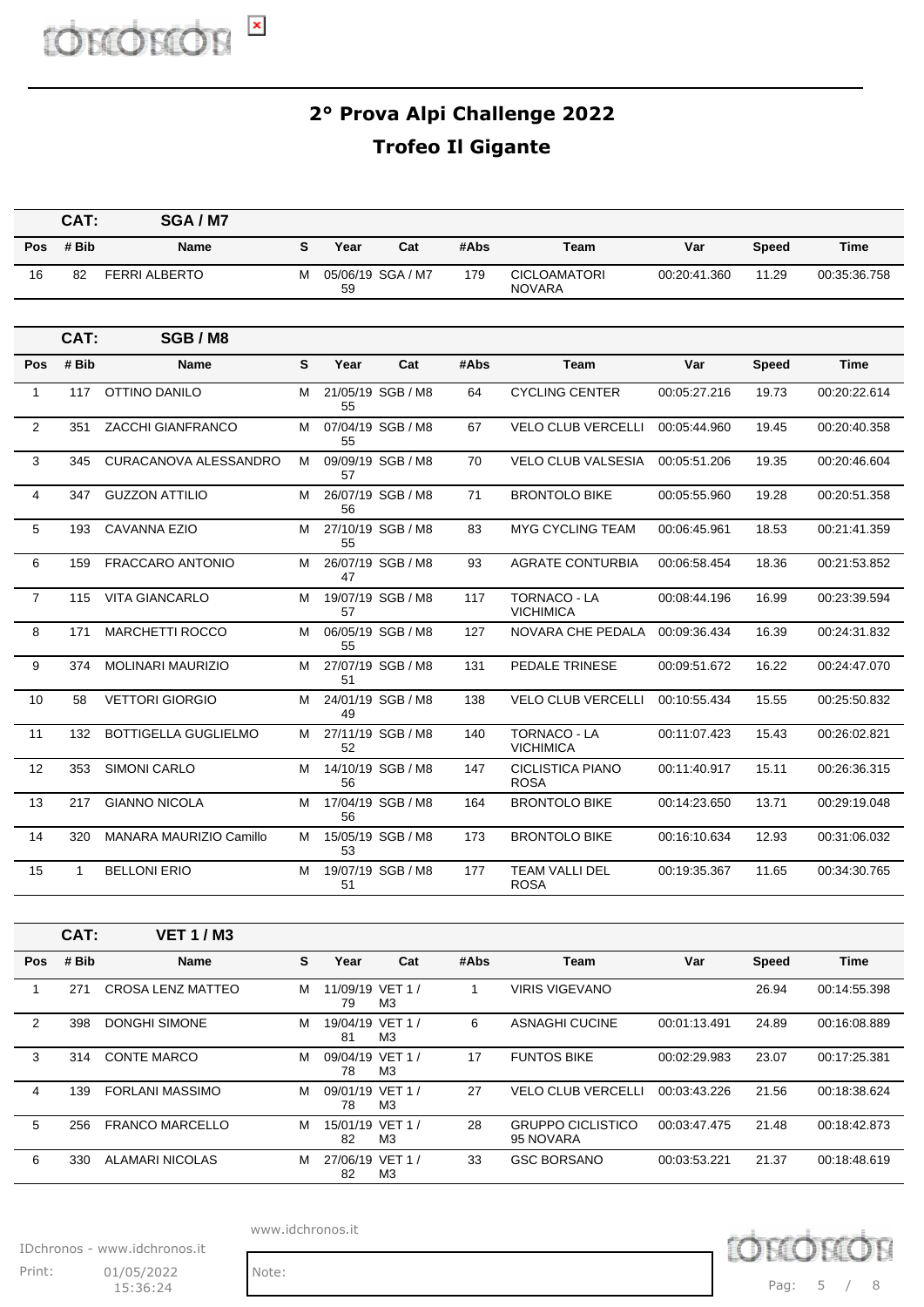## 2° Prova Alpi Challenge 2022

## Trofeo Il Gigante

**CAT: SGA / M7**

| Pos | # Bib | Name | S | Year | Cat | #Abs | Team | Var | Speed | Time |
|---|---|---|---|---|---|---|---|---|---|---|
| 16 | 82 | FERRI ALBERTO | M | 05/06/1959 | SGA / M7 | 179 | CICLOAMATORI NOVARA | 00:20:41.360 | 11.29 | 00:35:36.758 |

**CAT: SGB / M8**

| Pos | # Bib | Name | S | Year | Cat | #Abs | Team | Var | Speed | Time |
|---|---|---|---|---|---|---|---|---|---|---|
| 1 | 117 | OTTINO DANILO | M | 21/05/1955 | SGB / M8 | 64 | CYCLING CENTER | 00:05:27.216 | 19.73 | 00:20:22.614 |
| 2 | 351 | ZACCHI GIANFRANCO | M | 07/04/1955 | SGB / M8 | 67 | VELO CLUB VERCELLI | 00:05:44.960 | 19.45 | 00:20:40.358 |
| 3 | 345 | CURACANOVA ALESSANDRO | M | 09/09/1957 | SGB / M8 | 70 | VELO CLUB VALSESIA | 00:05:51.206 | 19.35 | 00:20:46.604 |
| 4 | 347 | GUZZON ATTILIO | M | 26/07/1956 | SGB / M8 | 71 | BRONTOLO BIKE | 00:05:55.960 | 19.28 | 00:20:51.358 |
| 5 | 193 | CAVANNA EZIO | M | 27/10/1955 | SGB / M8 | 83 | MYG CYCLING TEAM | 00:06:45.961 | 18.53 | 00:21:41.359 |
| 6 | 159 | FRACCARO ANTONIO | M | 26/07/1947 | SGB / M8 | 93 | AGRATE CONTURBIA | 00:06:58.454 | 18.36 | 00:21:53.852 |
| 7 | 115 | VITA GIANCARLO | M | 19/07/1957 | SGB / M8 | 117 | TORNACO - LA VICHIMICA | 00:08:44.196 | 16.99 | 00:23:39.594 |
| 8 | 171 | MARCHETTI ROCCO | M | 06/05/1955 | SGB / M8 | 127 | NOVARA CHE PEDALA | 00:09:36.434 | 16.39 | 00:24:31.832 |
| 9 | 374 | MOLINARI MAURIZIO | M | 27/07/1951 | SGB / M8 | 131 | PEDALE TRINESE | 00:09:51.672 | 16.22 | 00:24:47.070 |
| 10 | 58 | VETTORI GIORGIO | M | 24/01/1949 | SGB / M8 | 138 | VELO CLUB VERCELLI | 00:10:55.434 | 15.55 | 00:25:50.832 |
| 11 | 132 | BOTTIGELLA GUGLIELMO | M | 27/11/1952 | SGB / M8 | 140 | TORNACO - LA VICHIMICA | 00:11:07.423 | 15.43 | 00:26:02.821 |
| 12 | 353 | SIMONI CARLO | M | 14/10/1956 | SGB / M8 | 147 | CICLISTICA PIANO ROSA | 00:11:40.917 | 15.11 | 00:26:36.315 |
| 13 | 217 | GIANNO NICOLA | M | 17/04/1956 | SGB / M8 | 164 | BRONTOLO BIKE | 00:14:23.650 | 13.71 | 00:29:19.048 |
| 14 | 320 | MANARA MAURIZIO Camillo | M | 15/05/1953 | SGB / M8 | 173 | BRONTOLO BIKE | 00:16:10.634 | 12.93 | 00:31:06.032 |
| 15 | 1 | BELLONI ERIO | M | 19/07/1951 | SGB / M8 | 177 | TEAM VALLI DEL ROSA | 00:19:35.367 | 11.65 | 00:34:30.765 |

**CAT: VET 1 / M3**

| Pos | # Bib | Name | S | Year | Cat | #Abs | Team | Var | Speed | Time |
|---|---|---|---|---|---|---|---|---|---|---|
| 1 | 271 | CROSA LENZ MATTEO | M | 11/09/1979 | VET 1 / M3 | 1 | VIRIS VIGEVANO | | 26.94 | 00:14:55.398 |
| 2 | 398 | DONGHI SIMONE | M | 19/04/1981 | VET 1 / M3 | 6 | ASNAGHI CUCINE | 00:01:13.491 | 24.89 | 00:16:08.889 |
| 3 | 314 | CONTE MARCO | M | 09/04/1978 | VET 1 / M3 | 17 | FUNTOS BIKE | 00:02:29.983 | 23.07 | 00:17:25.381 |
| 4 | 139 | FORLANI MASSIMO | M | 09/01/1978 | VET 1 / M3 | 27 | VELO CLUB VERCELLI | 00:03:43.226 | 21.56 | 00:18:38.624 |
| 5 | 256 | FRANCO MARCELLO | M | 15/01/1982 | VET 1 / M3 | 28 | GRUPPO CICLISTICO 95 NOVARA | 00:03:47.475 | 21.48 | 00:18:42.873 |
| 6 | 330 | ALAMARI NICOLAS | M | 27/06/1982 | VET 1 / M3 | 33 | GSC BORSANO | 00:03:53.221 | 21.37 | 00:18:48.619 |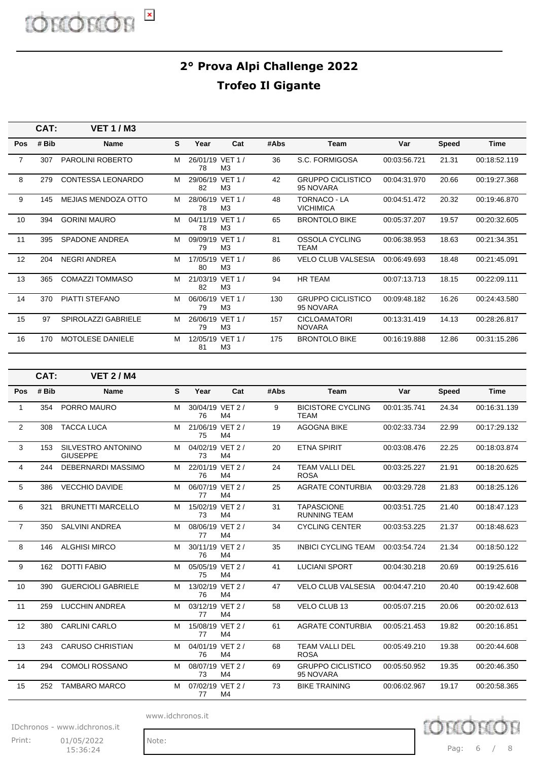## 2° Prova Alpi Challenge 2022

## Trofeo Il Gigante

**CAT: VET 1 / M3**

| Pos | # Bib | Name | S | Year | Cat | #Abs | Team | Var | Speed | Time |
|---|---|---|---|---|---|---|---|---|---|---|
| 7 | 307 | PAROLINI ROBERTO | M | 26/01/1978 | VET 1 / M3 | 36 | S.C. FORMIGOSA | 00:03:56.721 | 21.31 | 00:18:52.119 |
| 8 | 279 | CONTESSA LEONARDO | M | 29/06/1982 | VET 1 / M3 | 42 | GRUPPO CICLISTICO 95 NOVARA | 00:04:31.970 | 20.66 | 00:19:27.368 |
| 9 | 145 | MEJIAS MENDOZA OTTO | M | 28/06/1978 | VET 1 / M3 | 48 | TORNACO - LA VICHIMICA | 00:04:51.472 | 20.32 | 00:19:46.870 |
| 10 | 394 | GORINI MAURO | M | 04/11/1978 | VET 1 / M3 | 65 | BRONTOLO BIKE | 00:05:37.207 | 19.57 | 00:20:32.605 |
| 11 | 395 | SPADONE ANDREA | M | 09/09/1979 | VET 1 / M3 | 81 | OSSOLA CYCLING TEAM | 00:06:38.953 | 18.63 | 00:21:34.351 |
| 12 | 204 | NEGRI ANDREA | M | 17/05/1980 | VET 1 / M3 | 86 | VELO CLUB VALSESIA | 00:06:49.693 | 18.48 | 00:21:45.091 |
| 13 | 365 | COMAZZI TOMMASO | M | 21/03/1982 | VET 1 / M3 | 94 | HR TEAM | 00:07:13.713 | 18.15 | 00:22:09.111 |
| 14 | 370 | PIATTI STEFANO | M | 06/06/1979 | VET 1 / M3 | 130 | GRUPPO CICLISTICO 95 NOVARA | 00:09:48.182 | 16.26 | 00:24:43.580 |
| 15 | 97 | SPIROLAZZI GABRIELE | M | 26/06/1979 | VET 1 / M3 | 157 | CICLOAMATORI NOVARA | 00:13:31.419 | 14.13 | 00:28:26.817 |
| 16 | 170 | MOTOLESE DANIELE | M | 12/05/1981 | VET 1 / M3 | 175 | BRONTOLO BIKE | 00:16:19.888 | 12.86 | 00:31:15.286 |

**CAT: VET 2 / M4**

| Pos | # Bib | Name | S | Year | Cat | #Abs | Team | Var | Speed | Time |
|---|---|---|---|---|---|---|---|---|---|---|
| 1 | 354 | PORRO MAURO | M | 30/04/1976 | VET 2 / M4 | 9 | BICISTORE CYCLING TEAM | 00:01:35.741 | 24.34 | 00:16:31.139 |
| 2 | 308 | TACCA LUCA | M | 21/06/1975 | VET 2 / M4 | 19 | AGOGNA BIKE | 00:02:33.734 | 22.99 | 00:17:29.132 |
| 3 | 153 | SILVESTRO ANTONINO GIUSEPPE | M | 04/02/1973 | VET 2 / M4 | 20 | ETNA SPIRIT | 00:03:08.476 | 22.25 | 00:18:03.874 |
| 4 | 244 | DEBERNARDI MASSIMO | M | 22/01/1976 | VET 2 / M4 | 24 | TEAM VALLI DEL ROSA | 00:03:25.227 | 21.91 | 00:18:20.625 |
| 5 | 386 | VECCHIO DAVIDE | M | 06/07/1977 | VET 2 / M4 | 25 | AGRATE CONTURBIA | 00:03:29.728 | 21.83 | 00:18:25.126 |
| 6 | 321 | BRUNETTI MARCELLO | M | 15/02/1973 | VET 2 / M4 | 31 | TAPASCIONE RUNNING TEAM | 00:03:51.725 | 21.40 | 00:18:47.123 |
| 7 | 350 | SALVINI ANDREA | M | 08/06/1977 | VET 2 / M4 | 34 | CYCLING CENTER | 00:03:53.225 | 21.37 | 00:18:48.623 |
| 8 | 146 | ALGHISI MIRCO | M | 30/11/1976 | VET 2 / M4 | 35 | INBICI CYCLING TEAM | 00:03:54.724 | 21.34 | 00:18:50.122 |
| 9 | 162 | DOTTI FABIO | M | 05/05/1975 | VET 2 / M4 | 41 | LUCIANI SPORT | 00:04:30.218 | 20.69 | 00:19:25.616 |
| 10 | 390 | GUERCIOLI GABRIELE | M | 13/02/1976 | VET 2 / M4 | 47 | VELO CLUB VALSESIA | 00:04:47.210 | 20.40 | 00:19:42.608 |
| 11 | 259 | LUCCHIN ANDREA | M | 03/12/1977 | VET 2 / M4 | 58 | VELO CLUB 13 | 00:05:07.215 | 20.06 | 00:20:02.613 |
| 12 | 380 | CARLINI CARLO | M | 15/08/1977 | VET 2 / M4 | 61 | AGRATE CONTURBIA | 00:05:21.453 | 19.82 | 00:20:16.851 |
| 13 | 243 | CARUSO CHRISTIAN | M | 04/01/1976 | VET 2 / M4 | 68 | TEAM VALLI DEL ROSA | 00:05:49.210 | 19.38 | 00:20:44.608 |
| 14 | 294 | COMOLI ROSSANO | M | 08/07/1973 | VET 2 / M4 | 69 | GRUPPO CICLISTICO 95 NOVARA | 00:05:50.952 | 19.35 | 00:20:46.350 |
| 15 | 252 | TAMBARO MARCO | M | 07/02/1977 | VET 2 / M4 | 73 | BIKE TRAINING | 00:06:02.967 | 19.17 | 00:20:58.365 |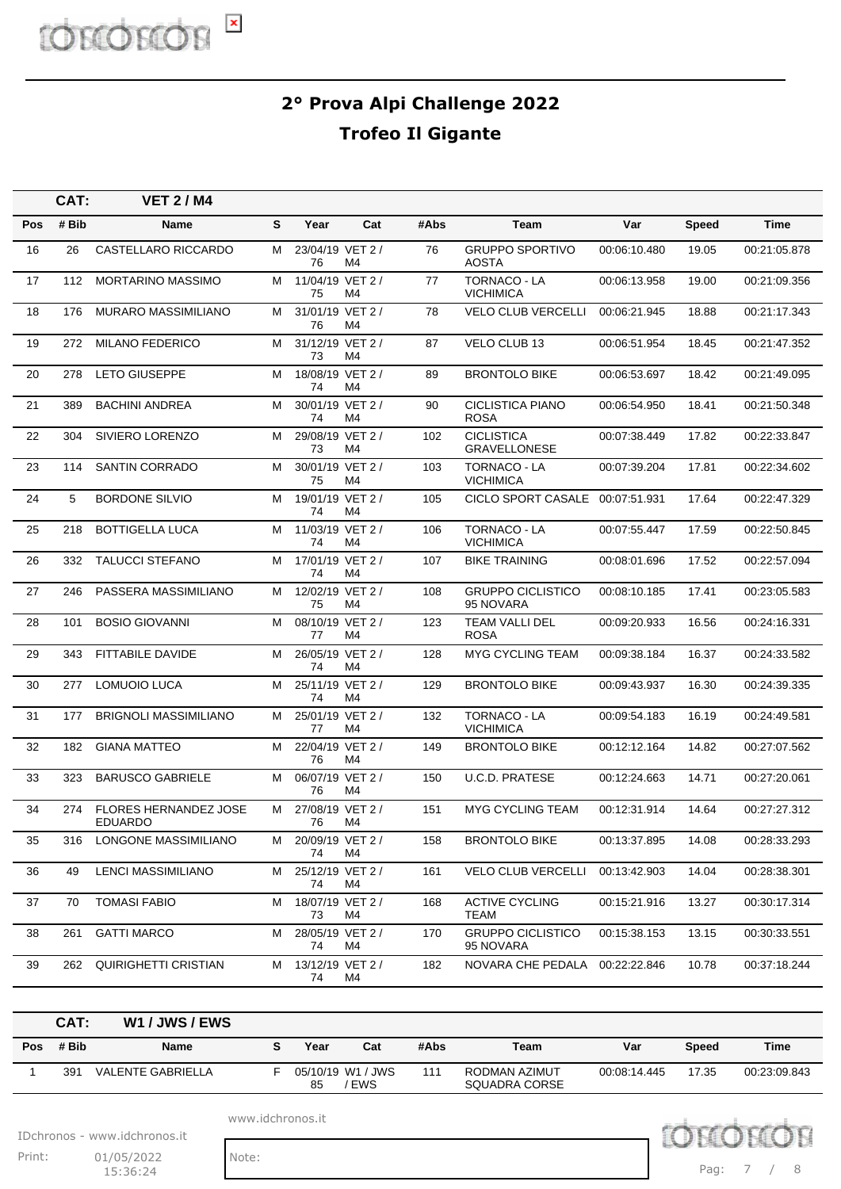## 2° Prova Alpi Challenge 2022

## Trofeo Il Gigante

**CAT: VET 2 / M4**

| Pos | # Bib | Name | S | Year | Cat | #Abs | Team | Var | Speed | Time |
|---|---|---|---|---|---|---|---|---|---|---|
| 16 | 26 | CASTELLARO RICCARDO | M | 23/04/1976 | VET 2 / M4 | 76 | GRUPPO SPORTIVO AOSTA | 00:06:10.480 | 19.05 | 00:21:05.878 |
| 17 | 112 | MORTARINO MASSIMO | M | 11/04/1975 | VET 2 / M4 | 77 | TORNACO - LA VICHIMICA | 00:06:13.958 | 19.00 | 00:21:09.356 |
| 18 | 176 | MURARO MASSIMILIANO | M | 31/01/1976 | VET 2 / M4 | 78 | VELO CLUB VERCELLI | 00:06:21.945 | 18.88 | 00:21:17.343 |
| 19 | 272 | MILANO FEDERICO | M | 31/12/1973 | VET 2 / M4 | 87 | VELO CLUB 13 | 00:06:51.954 | 18.45 | 00:21:47.352 |
| 20 | 278 | LETO GIUSEPPE | M | 18/08/1974 | VET 2 / M4 | 89 | BRONTOLO BIKE | 00:06:53.697 | 18.42 | 00:21:49.095 |
| 21 | 389 | BACHINI ANDREA | M | 30/01/1974 | VET 2 / M4 | 90 | CICLISTICA PIANO ROSA | 00:06:54.950 | 18.41 | 00:21:50.348 |
| 22 | 304 | SIVIERO LORENZO | M | 29/08/1973 | VET 2 / M4 | 102 | CICLISTICA GRAVELLONESE | 00:07:38.449 | 17.82 | 00:22:33.847 |
| 23 | 114 | SANTIN CORRADO | M | 30/01/1975 | VET 2 / M4 | 103 | TORNACO - LA VICHIMICA | 00:07:39.204 | 17.81 | 00:22:34.602 |
| 24 | 5 | BORDONE SILVIO | M | 19/01/1974 | VET 2 / M4 | 105 | CICLO SPORT CASALE | 00:07:51.931 | 17.64 | 00:22:47.329 |
| 25 | 218 | BOTTIGELLA LUCA | M | 11/03/1974 | VET 2 / M4 | 106 | TORNACO - LA VICHIMICA | 00:07:55.447 | 17.59 | 00:22:50.845 |
| 26 | 332 | TALUCCI STEFANO | M | 17/01/1974 | VET 2 / M4 | 107 | BIKE TRAINING | 00:08:01.696 | 17.52 | 00:22:57.094 |
| 27 | 246 | PASSERA MASSIMILIANO | M | 12/02/1975 | VET 2 / M4 | 108 | GRUPPO CICLISTICO 95 NOVARA | 00:08:10.185 | 17.41 | 00:23:05.583 |
| 28 | 101 | BOSIO GIOVANNI | M | 08/10/1977 | VET 2 / M4 | 123 | TEAM VALLI DEL ROSA | 00:09:20.933 | 16.56 | 00:24:16.331 |
| 29 | 343 | FITTABILE DAVIDE | M | 26/05/1974 | VET 2 / M4 | 128 | MYG CYCLING TEAM | 00:09:38.184 | 16.37 | 00:24:33.582 |
| 30 | 277 | LOMUOIO LUCA | M | 25/11/1974 | VET 2 / M4 | 129 | BRONTOLO BIKE | 00:09:43.937 | 16.30 | 00:24:39.335 |
| 31 | 177 | BRIGNOLI MASSIMILIANO | M | 25/01/1977 | VET 2 / M4 | 132 | TORNACO - LA VICHIMICA | 00:09:54.183 | 16.19 | 00:24:49.581 |
| 32 | 182 | GIANA MATTEO | M | 22/04/1976 | VET 2 / M4 | 149 | BRONTOLO BIKE | 00:12:12.164 | 14.82 | 00:27:07.562 |
| 33 | 323 | BARUSCO GABRIELE | M | 06/07/1976 | VET 2 / M4 | 150 | U.C.D. PRATESE | 00:12:24.663 | 14.71 | 00:27:20.061 |
| 34 | 274 | FLORES HERNANDEZ JOSE EDUARDO | M | 27/08/1976 | VET 2 / M4 | 151 | MYG CYCLING TEAM | 00:12:31.914 | 14.64 | 00:27:27.312 |
| 35 | 316 | LONGONE MASSIMILIANO | M | 20/09/1974 | VET 2 / M4 | 158 | BRONTOLO BIKE | 00:13:37.895 | 14.08 | 00:28:33.293 |
| 36 | 49 | LENCI MASSIMILIANO | M | 25/12/1974 | VET 2 / M4 | 161 | VELO CLUB VERCELLI | 00:13:42.903 | 14.04 | 00:28:38.301 |
| 37 | 70 | TOMASI FABIO | M | 18/07/1973 | VET 2 / M4 | 168 | ACTIVE CYCLING TEAM | 00:15:21.916 | 13.27 | 00:30:17.314 |
| 38 | 261 | GATTI MARCO | M | 28/05/1974 | VET 2 / M4 | 170 | GRUPPO CICLISTICO 95 NOVARA | 00:15:38.153 | 13.15 | 00:30:33.551 |
| 39 | 262 | QUIRIGHETTI CRISTIAN | M | 13/12/1974 | VET 2 / M4 | 182 | NOVARA CHE PEDALA | 00:22:22.846 | 10.78 | 00:37:18.244 |

**CAT: W1 / JWS / EWS**

| Pos | # Bib | Name | S | Year | Cat | #Abs | Team | Var | Speed | Time |
|---|---|---|---|---|---|---|---|---|---|---|
| 1 | 391 | VALENTE GABRIELLA | F | 05/10/1985 | W1 / JWS / EWS | 111 | RODMAN AZIMUT SQUADRA CORSE | 00:08:14.445 | 17.35 | 00:23:09.843 |

www.idchronos.it

IDchronos - www.idchronos.it

Print: 01/05/2022 15:36:24

Note: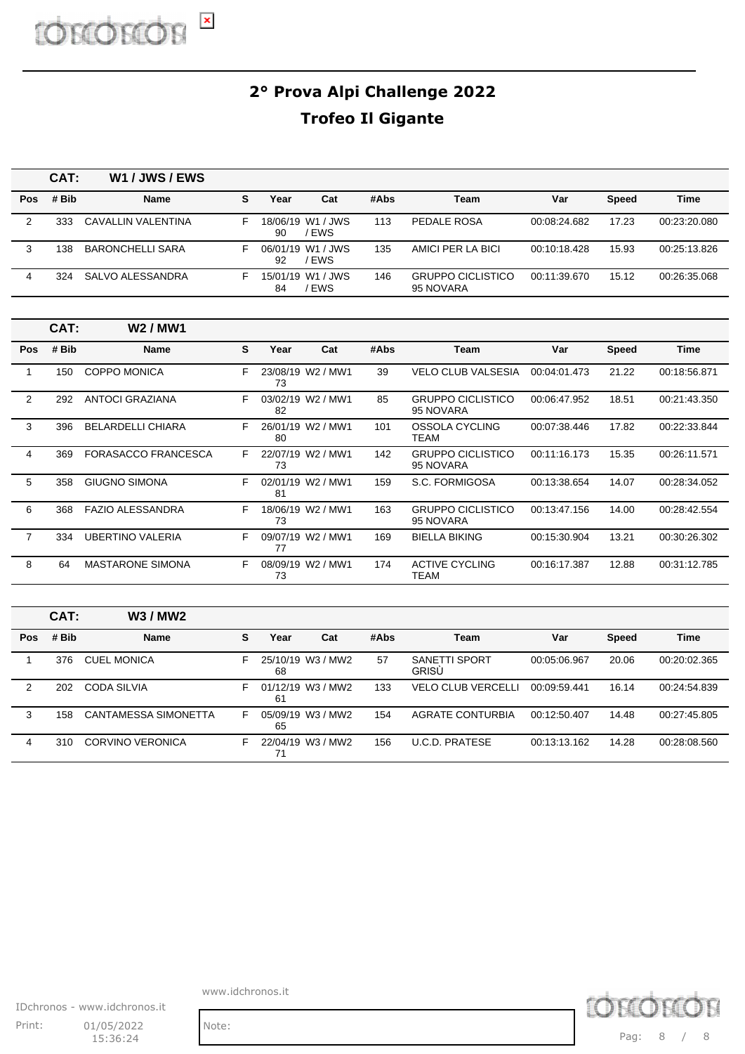# 2° Prova Alpi Challenge 2022

## Trofeo Il Gigante

**CAT: W1 / JWS / EWS**

| Pos | # Bib | Name | S | Year | Cat | #Abs | Team | Var | Speed | Time |
|---|---|---|---|---|---|---|---|---|---|---|
| 2 | 333 | CAVALLIN VALENTINA | F | 18/06/1990 | W1 / JWS / EWS | 113 | PEDALE ROSA | 00:08:24.682 | 17.23 | 00:23:20.080 |
| 3 | 138 | BARONCHELLI SARA | F | 06/01/1992 | W1 / JWS / EWS | 135 | AMICI PER LA BICI | 00:10:18.428 | 15.93 | 00:25:13.826 |
| 4 | 324 | SALVO ALESSANDRA | F | 15/01/1984 | W1 / JWS / EWS | 146 | GRUPPO CICLISTICO 95 NOVARA | 00:11:39.670 | 15.12 | 00:26:35.068 |

**CAT: W2 / MW1**

| Pos | # Bib | Name | S | Year | Cat | #Abs | Team | Var | Speed | Time |
|---|---|---|---|---|---|---|---|---|---|---|
| 1 | 150 | COPPO MONICA | F | 23/08/1973 | W2 / MW1 | 39 | VELO CLUB VALSESIA | 00:04:01.473 | 21.22 | 00:18:56.871 |
| 2 | 292 | ANTOCI GRAZIANA | F | 03/02/1982 | W2 / MW1 | 85 | GRUPPO CICLISTICO 95 NOVARA | 00:06:47.952 | 18.51 | 00:21:43.350 |
| 3 | 396 | BELARDELLI CHIARA | F | 26/01/1980 | W2 / MW1 | 101 | OSSOLA CYCLING TEAM | 00:07:38.446 | 17.82 | 00:22:33.844 |
| 4 | 369 | FORASACCO FRANCESCA | F | 22/07/1973 | W2 / MW1 | 142 | GRUPPO CICLISTICO 95 NOVARA | 00:11:16.173 | 15.35 | 00:26:11.571 |
| 5 | 358 | GIUGNO SIMONA | F | 02/01/1981 | W2 / MW1 | 159 | S.C. FORMIGOSA | 00:13:38.654 | 14.07 | 00:28:34.052 |
| 6 | 368 | FAZIO ALESSANDRA | F | 18/06/1973 | W2 / MW1 | 163 | GRUPPO CICLISTICO 95 NOVARA | 00:13:47.156 | 14.00 | 00:28:42.554 |
| 7 | 334 | UBERTINO VALERIA | F | 09/07/1977 | W2 / MW1 | 169 | BIELLA BIKING | 00:15:30.904 | 13.21 | 00:30:26.302 |
| 8 | 64 | MASTARONE SIMONA | F | 08/09/1973 | W2 / MW1 | 174 | ACTIVE CYCLING TEAM | 00:16:17.387 | 12.88 | 00:31:12.785 |

**CAT: W3 / MW2**

| Pos | # Bib | Name | S | Year | Cat | #Abs | Team | Var | Speed | Time |
|---|---|---|---|---|---|---|---|---|---|---|
| 1 | 376 | CUEL MONICA | F | 25/10/1968 | W3 / MW2 | 57 | SANETTI SPORT GRISÙ | 00:05:06.967 | 20.06 | 00:20:02.365 |
| 2 | 202 | CODA SILVIA | F | 01/12/1961 | W3 / MW2 | 133 | VELO CLUB VERCELLI | 00:09:59.441 | 16.14 | 00:24:54.839 |
| 3 | 158 | CANTAMESSA SIMONETTA | F | 05/09/1965 | W3 / MW2 | 154 | AGRATE CONTURBIA | 00:12:50.407 | 14.48 | 00:27:45.805 |
| 4 | 310 | CORVINO VERONICA | F | 22/04/1971 | W3 / MW2 | 156 | U.C.D. PRATESE | 00:13:13.162 | 14.28 | 00:28:08.560 |

www.idchronos.it

IDchronos - www.idchronos.it

Print: 01/05/2022 15:36:24

Note: